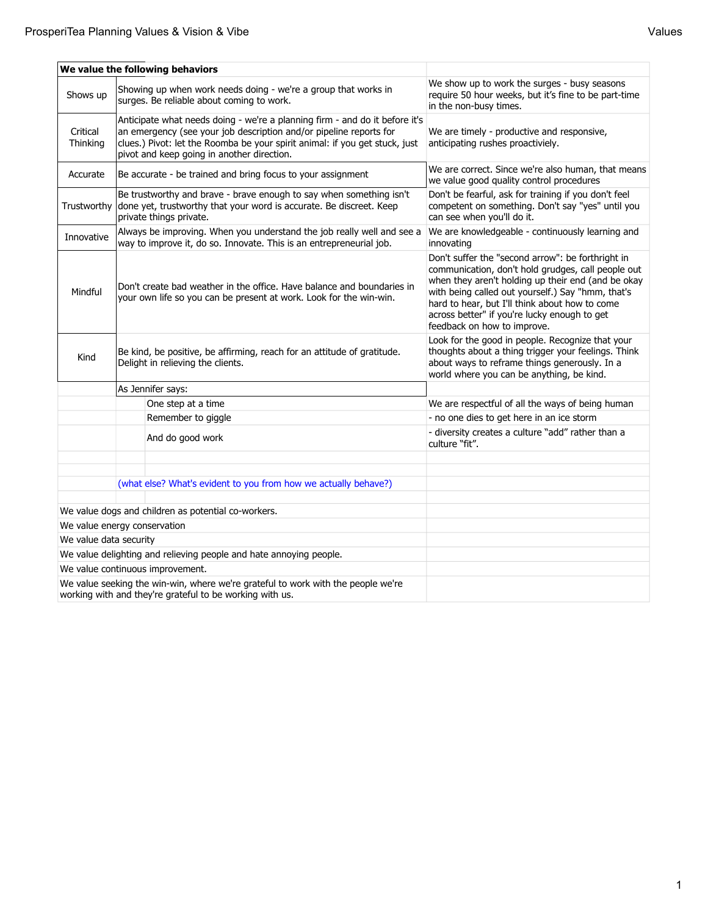| We value the following behaviors | | |
|---|---|---|
| Shows up | Showing up when work needs doing - we're a group that works in surges. Be reliable about coming to work. | We show up to work the surges - busy seasons require 50 hour weeks, but it's fine to be part-time in the non-busy times. |
| Critical Thinking | Anticipate what needs doing - we're a planning firm - and do it before it's an emergency (see your job description and/or pipeline reports for clues.) Pivot: let the Roomba be your spirit animal: if you get stuck, just pivot and keep going in another direction. | We are timely - productive and responsive, anticipating rushes proactiviely. |
| Accurate | Be accurate - be trained and bring focus to your assignment | We are correct. Since we're also human, that means we value good quality control procedures |
| Trustworthy | Be trustworthy and brave - brave enough to say when something isn't done yet, trustworthy that your word is accurate. Be discreet. Keep private things private. | Don't be fearful, ask for training if you don't feel competent on something. Don't say "yes" until you can see when you'll do it. |
| Innovative | Always be improving. When you understand the job really well and see a way to improve it, do so. Innovate. This is an entrepreneurial job. | We are knowledgeable - continuously learning and innovating |
| Mindful | Don't create bad weather in the office. Have balance and boundaries in your own life so you can be present at work. Look for the win-win. | Don't suffer the "second arrow": be forthright in communication, don't hold grudges, call people out when they aren't holding up their end (and be okay with being called out yourself.) Say "hmm, that's hard to hear, but I'll think about how to come across better" if you're lucky enough to get feedback on how to improve. |
| Kind | Be kind, be positive, be affirming, reach for an attitude of gratitude. Delight in relieving the clients. | Look for the good in people. Recognize that your thoughts about a thing trigger your feelings. Think about ways to reframe things generously. In a world where you can be anything, be kind. |
| | As Jennifer says: | |
| | One step at a time | We are respectful of all the ways of being human |
| | Remember to giggle | - no one dies to get here in an ice storm |
| | And do good work | - diversity creates a culture "add" rather than a culture "fit". |
| | | |
| | | |
| | (what else? What's evident to you from how we actually behave?) | |
| | | |
| We value dogs and children as potential co-workers. | | |
| We value energy conservation | | |
| We value data security | | |
| We value delighting and relieving people and hate annoying people. | | |
| We value continuous improvement. | | |
| We value seeking the win-win, where we're grateful to work with the people we're working with and they're grateful to be working with us. | | |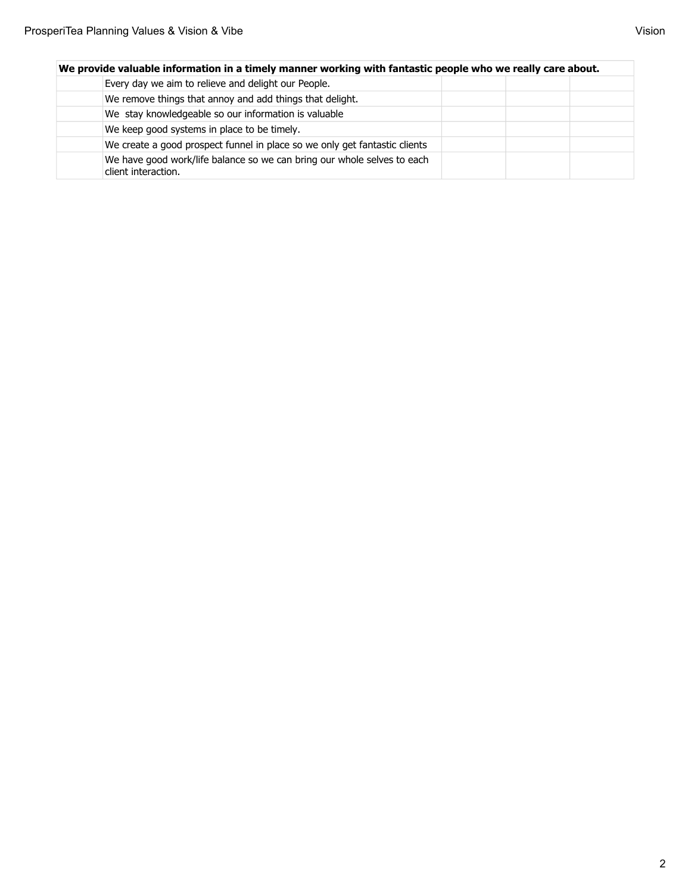| We provide valuable information in a timely manner working with fantastic people who we really care about. | | | | |
|---|---|---|---|---|
| | Every day we aim to relieve and delight our People. | | | |
| | We remove things that annoy and add things that delight. | | | |
| | We  stay knowledgeable so our information is valuable | | | |
| | We keep good systems in place to be timely. | | | |
| | We create a good prospect funnel in place so we only get fantastic clients | | | |
| | We have good work/life balance so we can bring our whole selves to each client interaction. | | | |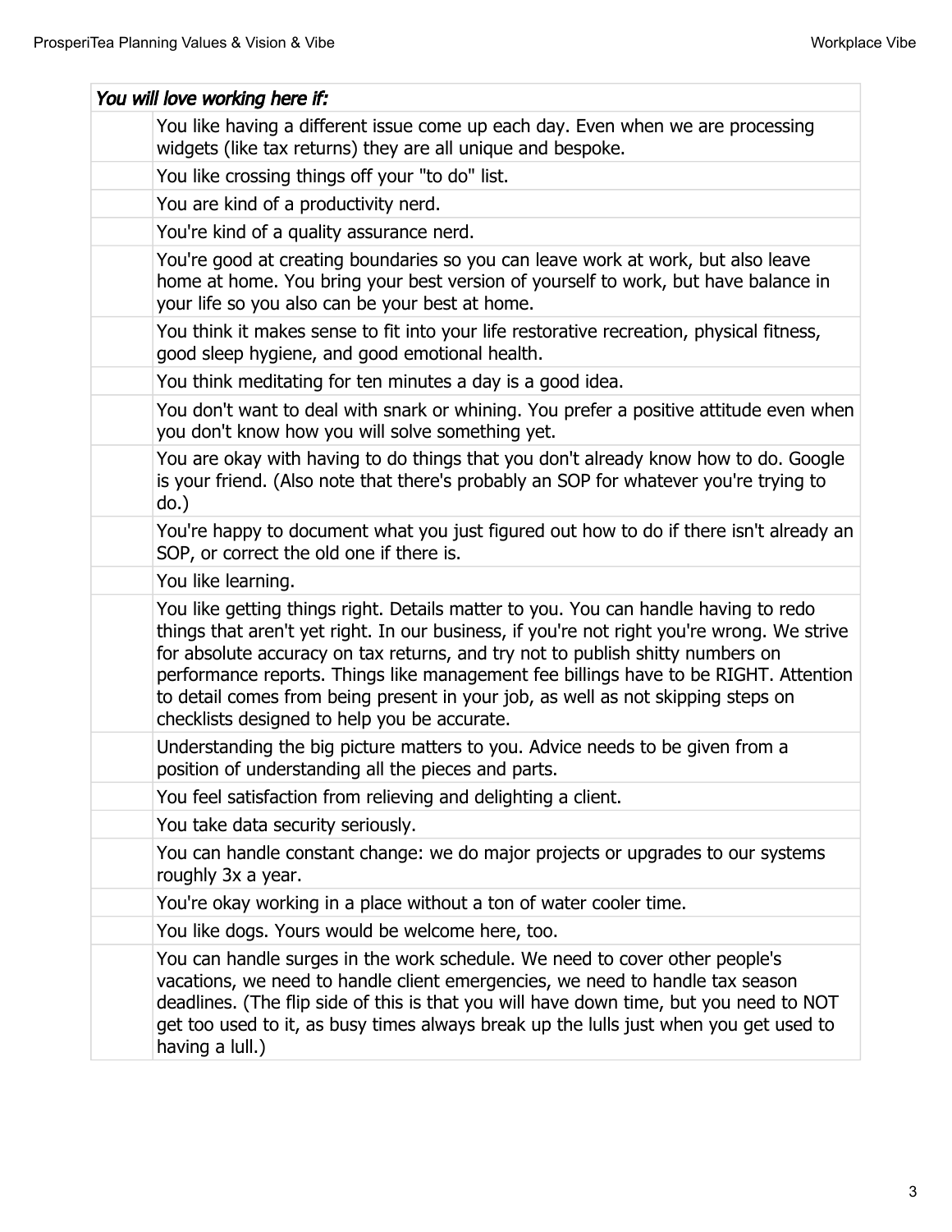| *You will love working here if:* | |
|---|---|
| | You like having a different issue come up each day. Even when we are processing widgets (like tax returns) they are all unique and bespoke. |
| | You like crossing things off your "to do" list. |
| | You are kind of a productivity nerd. |
| | You're kind of a quality assurance nerd. |
| | You're good at creating boundaries so you can leave work at work, but also leave home at home. You bring your best version of yourself to work, but have balance in your life so you also can be your best at home. |
| | You think it makes sense to fit into your life restorative recreation, physical fitness, good sleep hygiene, and good emotional health. |
| | You think meditating for ten minutes a day is a good idea. |
| | You don't want to deal with snark or whining. You prefer a positive attitude even when you don't know how you will solve something yet. |
| | You are okay with having to do things that you don't already know how to do. Google is your friend. (Also note that there's probably an SOP for whatever you're trying to do.) |
| | You're happy to document what you just figured out how to do if there isn't already an SOP, or correct the old one if there is. |
| | You like learning. |
| | You like getting things right. Details matter to you. You can handle having to redo things that aren't yet right. In our business, if you're not right you're wrong. We strive for absolute accuracy on tax returns, and try not to publish shitty numbers on performance reports. Things like management fee billings have to be RIGHT. Attention to detail comes from being present in your job, as well as not skipping steps on checklists designed to help you be accurate. |
| | Understanding the big picture matters to you. Advice needs to be given from a position of understanding all the pieces and parts. |
| | You feel satisfaction from relieving and delighting a client. |
| | You take data security seriously. |
| | You can handle constant change: we do major projects or upgrades to our systems roughly 3x a year. |
| | You're okay working in a place without a ton of water cooler time. |
| | You like dogs. Yours would be welcome here, too. |
| | You can handle surges in the work schedule. We need to cover other people's vacations, we need to handle client emergencies, we need to handle tax season deadlines. (The flip side of this is that you will have down time, but you need to NOT get too used to it, as busy times always break up the lulls just when you get used to having a lull.) |